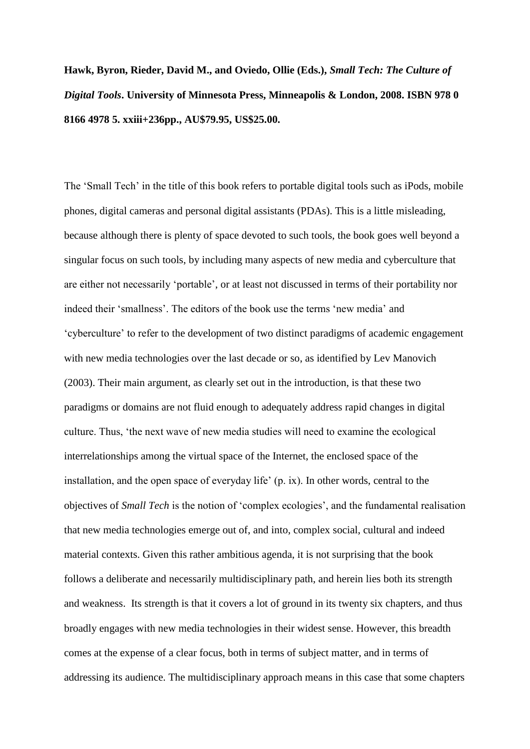**Hawk, Byron, Rieder, David M., and Oviedo, Ollie (Eds.), *Small Tech: The Culture of Digital Tools*. University of Minnesota Press, Minneapolis & London, 2008. ISBN 978 0 8166 4978 5. xxiii+236pp., AU$79.95, US$25.00.**

The 'Small Tech' in the title of this book refers to portable digital tools such as iPods, mobile phones, digital cameras and personal digital assistants (PDAs). This is a little misleading, because although there is plenty of space devoted to such tools, the book goes well beyond a singular focus on such tools, by including many aspects of new media and cyberculture that are either not necessarily 'portable', or at least not discussed in terms of their portability nor indeed their 'smallness'. The editors of the book use the terms 'new media' and 'cyberculture' to refer to the development of two distinct paradigms of academic engagement with new media technologies over the last decade or so, as identified by Lev Manovich (2003). Their main argument, as clearly set out in the introduction, is that these two paradigms or domains are not fluid enough to adequately address rapid changes in digital culture. Thus, 'the next wave of new media studies will need to examine the ecological interrelationships among the virtual space of the Internet, the enclosed space of the installation, and the open space of everyday life' (p. ix). In other words, central to the objectives of *Small Tech* is the notion of 'complex ecologies', and the fundamental realisation that new media technologies emerge out of, and into, complex social, cultural and indeed material contexts. Given this rather ambitious agenda, it is not surprising that the book follows a deliberate and necessarily multidisciplinary path, and herein lies both its strength and weakness. Its strength is that it covers a lot of ground in its twenty six chapters, and thus broadly engages with new media technologies in their widest sense. However, this breadth comes at the expense of a clear focus, both in terms of subject matter, and in terms of addressing its audience. The multidisciplinary approach means in this case that some chapters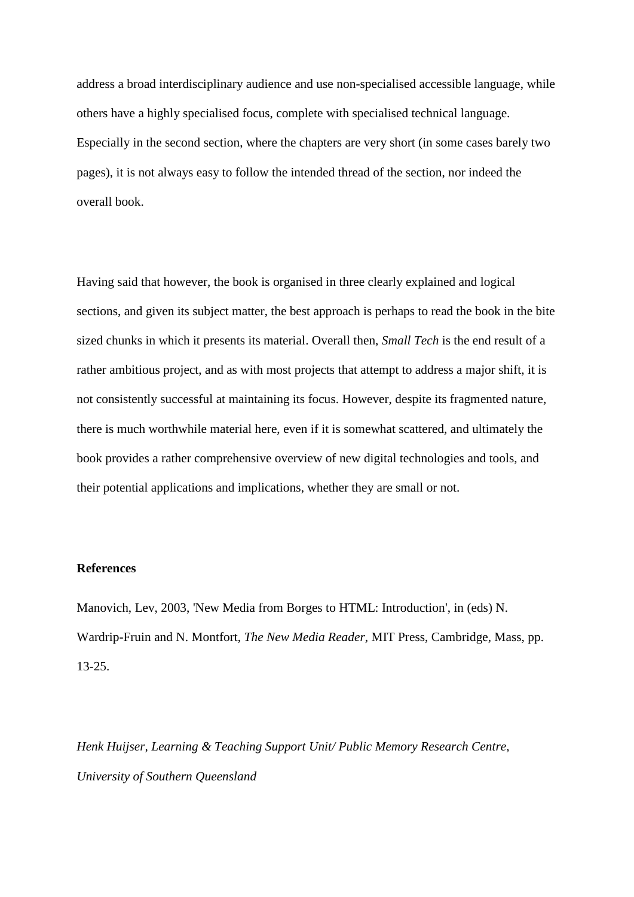address a broad interdisciplinary audience and use non-specialised accessible language, while others have a highly specialised focus, complete with specialised technical language. Especially in the second section, where the chapters are very short (in some cases barely two pages), it is not always easy to follow the intended thread of the section, nor indeed the overall book.

Having said that however, the book is organised in three clearly explained and logical sections, and given its subject matter, the best approach is perhaps to read the book in the bite sized chunks in which it presents its material. Overall then, *Small Tech* is the end result of a rather ambitious project, and as with most projects that attempt to address a major shift, it is not consistently successful at maintaining its focus. However, despite its fragmented nature, there is much worthwhile material here, even if it is somewhat scattered, and ultimately the book provides a rather comprehensive overview of new digital technologies and tools, and their potential applications and implications, whether they are small or not.

**References**

Manovich, Lev, 2003, 'New Media from Borges to HTML: Introduction', in (eds) N. Wardrip-Fruin and N. Montfort, *The New Media Reader*, MIT Press, Cambridge, Mass, pp. 13-25.

*Henk Huijser, Learning & Teaching Support Unit/ Public Memory Research Centre, University of Southern Queensland*